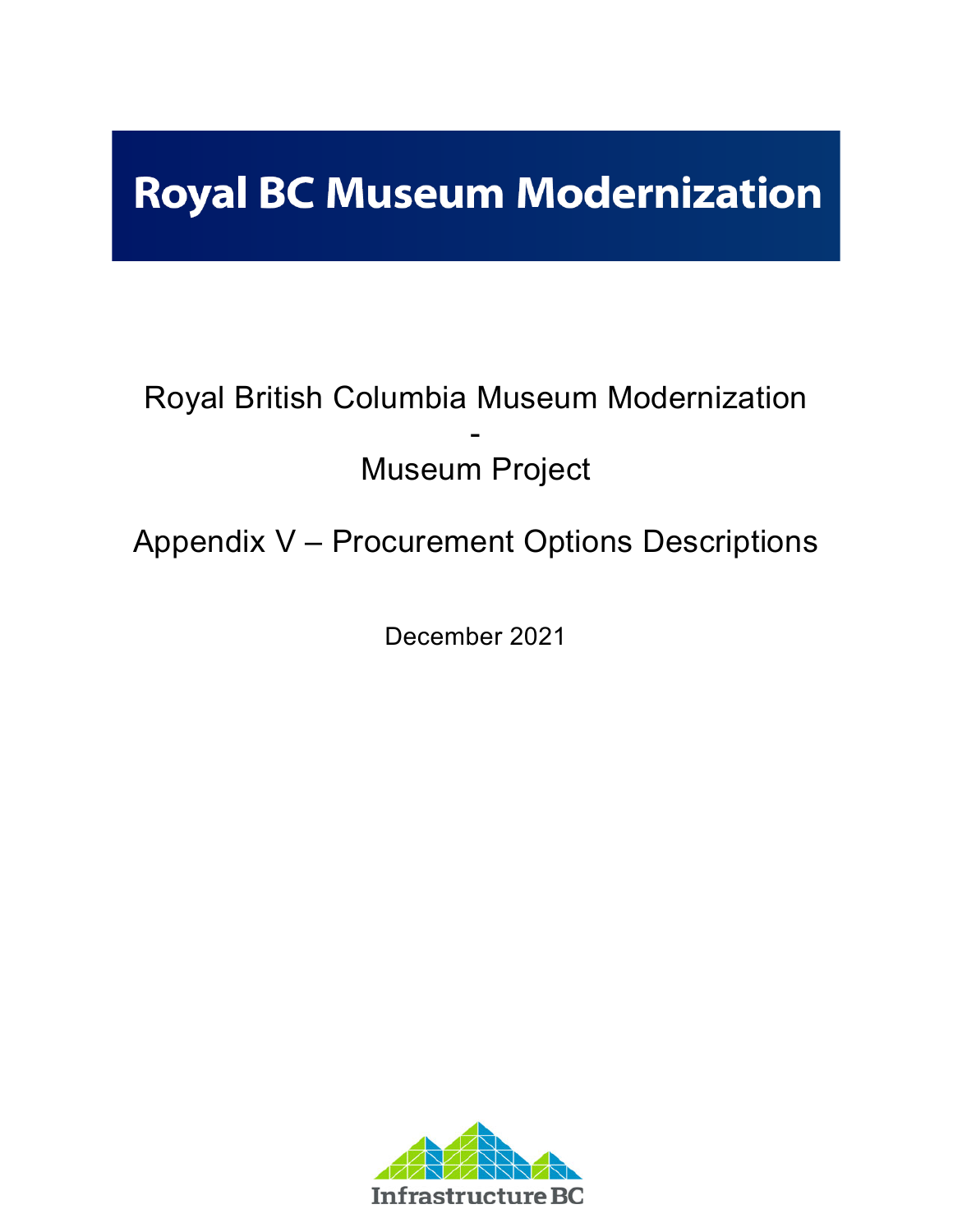# Royal BC Museum Modernization

Royal British Columbia Museum Modernization

-

Museum Project

Appendix V – Procurement Options Descriptions

December 2021

Infrastructure BC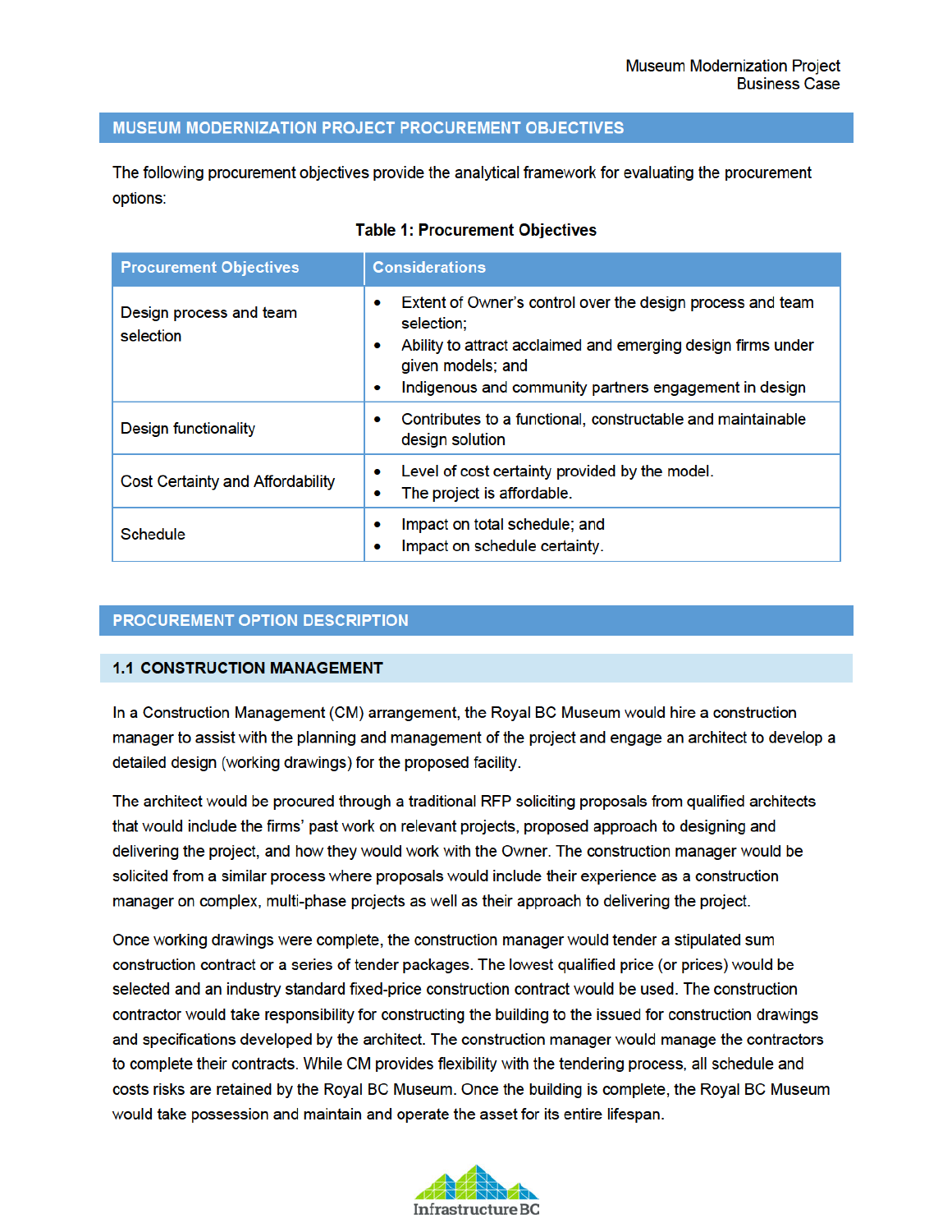## MUSEUM MODERNIZATION PROJECT PROCUREMENT OBJECTIVES

The following procurement objectives provide the analytical framework for evaluating the procurement options:

**Table 1: Procurement Objectives**

| Procurement Objectives | Considerations |
|---|---|
| Design process and team selection | • Extent of Owner's control over the design process and team selection;<br>• Ability to attract acclaimed and emerging design firms under given models; and<br>• Indigenous and community partners engagement in design |
| Design functionality | • Contributes to a functional, constructable and maintainable design solution |
| Cost Certainty and Affordability | • Level of cost certainty provided by the model.<br>• The project is affordable. |
| Schedule | • Impact on total schedule; and<br>• Impact on schedule certainty. |

## PROCUREMENT OPTION DESCRIPTION

### 1.1 CONSTRUCTION MANAGEMENT

In a Construction Management (CM) arrangement, the Royal BC Museum would hire a construction manager to assist with the planning and management of the project and engage an architect to develop a detailed design (working drawings) for the proposed facility.

The architect would be procured through a traditional RFP soliciting proposals from qualified architects that would include the firms' past work on relevant projects, proposed approach to designing and delivering the project, and how they would work with the Owner. The construction manager would be solicited from a similar process where proposals would include their experience as a construction manager on complex, multi-phase projects as well as their approach to delivering the project.

Once working drawings were complete, the construction manager would tender a stipulated sum construction contract or a series of tender packages. The lowest qualified price (or prices) would be selected and an industry standard fixed-price construction contract would be used. The construction contractor would take responsibility for constructing the building to the issued for construction drawings and specifications developed by the architect. The construction manager would manage the contractors to complete their contracts. While CM provides flexibility with the tendering process, all schedule and costs risks are retained by the Royal BC Museum. Once the building is complete, the Royal BC Museum would take possession and maintain and operate the asset for its entire lifespan.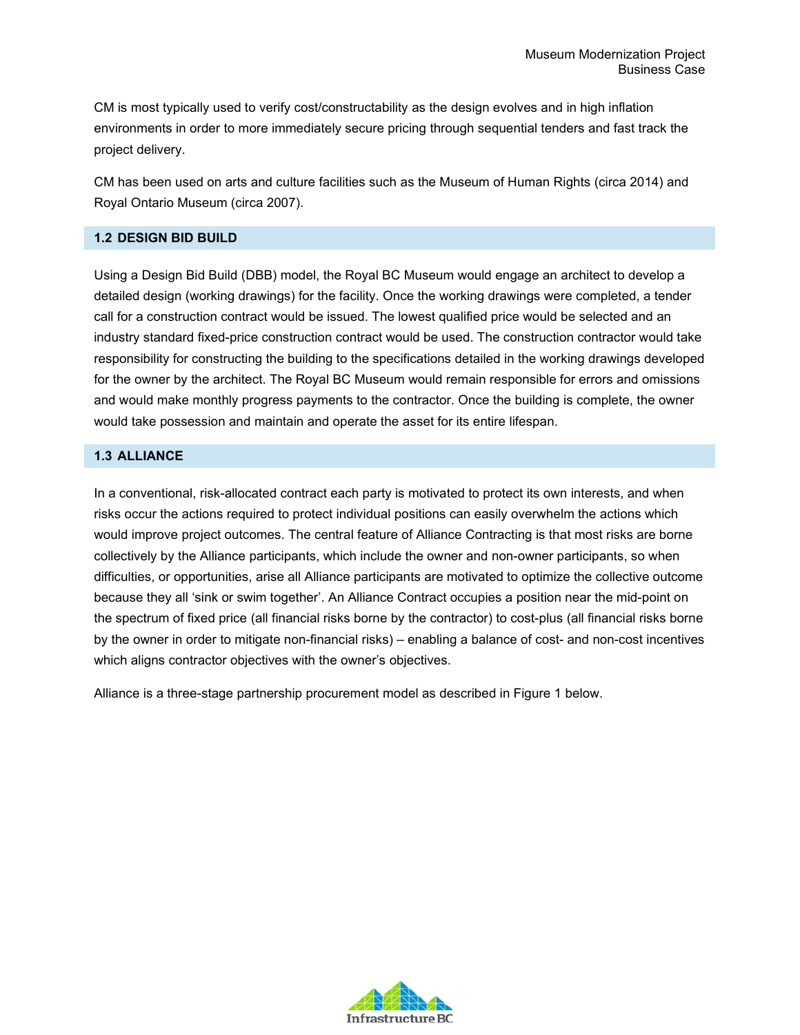CM is most typically used to verify cost/constructability as the design evolves and in high inflation environments in order to more immediately secure pricing through sequential tenders and fast track the project delivery.

CM has been used on arts and culture facilities such as the Museum of Human Rights (circa 2014) and Royal Ontario Museum (circa 2007).

## 1.2 DESIGN BID BUILD

Using a Design Bid Build (DBB) model, the Royal BC Museum would engage an architect to develop a detailed design (working drawings) for the facility. Once the working drawings were completed, a tender call for a construction contract would be issued. The lowest qualified price would be selected and an industry standard fixed-price construction contract would be used. The construction contractor would take responsibility for constructing the building to the specifications detailed in the working drawings developed for the owner by the architect. The Royal BC Museum would remain responsible for errors and omissions and would make monthly progress payments to the contractor. Once the building is complete, the owner would take possession and maintain and operate the asset for its entire lifespan.

## 1.3 ALLIANCE

In a conventional, risk-allocated contract each party is motivated to protect its own interests, and when risks occur the actions required to protect individual positions can easily overwhelm the actions which would improve project outcomes. The central feature of Alliance Contracting is that most risks are borne collectively by the Alliance participants, which include the owner and non-owner participants, so when difficulties, or opportunities, arise all Alliance participants are motivated to optimize the collective outcome because they all 'sink or swim together'. An Alliance Contract occupies a position near the mid-point on the spectrum of fixed price (all financial risks borne by the contractor) to cost-plus (all financial risks borne by the owner in order to mitigate non-financial risks) – enabling a balance of cost- and non-cost incentives which aligns contractor objectives with the owner's objectives.

Alliance is a three-stage partnership procurement model as described in Figure 1 below.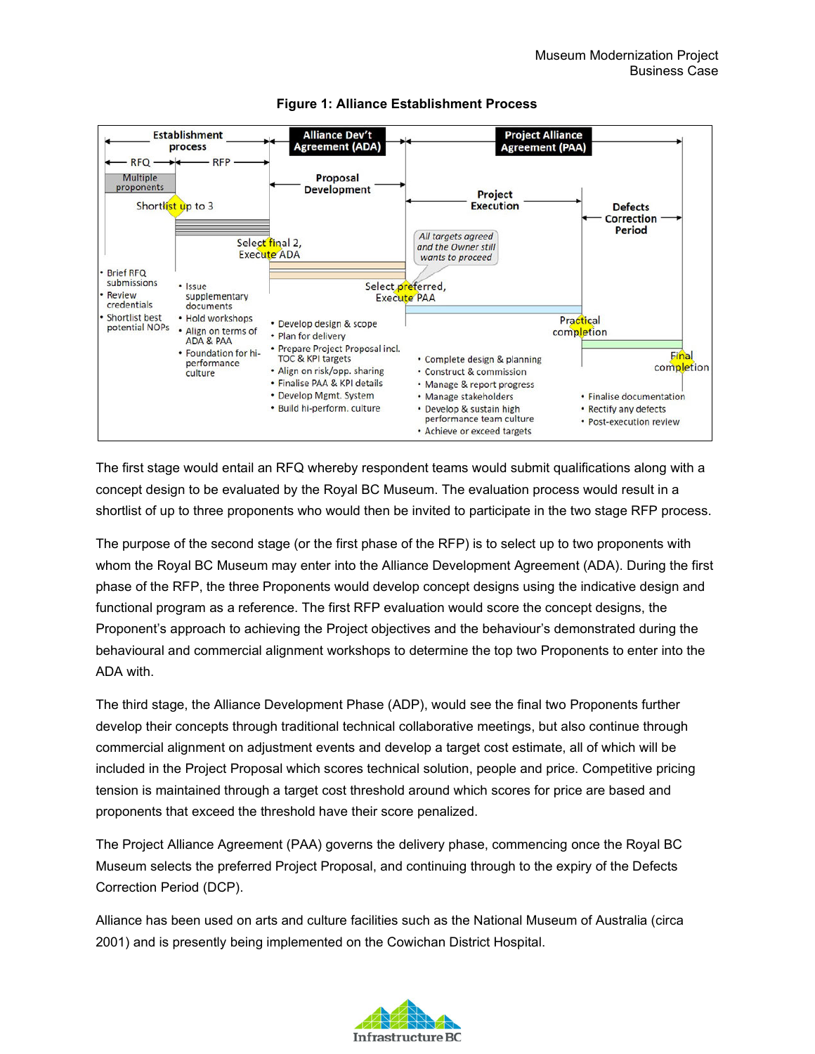**Figure 1: Alliance Establishment Process**

| Establishment process | | Alliance Dev't Agreement (ADA) | Project Alliance Agreement (PAA) | |
|---|---|---|---|---|
| RFQ | RFP | Proposal Development | Project Execution | Defects Correction Period |
| Multiple proponents; Shortlist up to 3 | Select final 2, Execute ADA | Select preferred, Execute PAA (All targets agreed and the Owner still wants to proceed) | Practical completion | Final completion |
| • Brief RFQ submissions<br>• Review credentials<br>• Shortlist best potential NOPs | • Issue supplementary documents<br>• Hold workshops<br>• Align on terms of ADA & PAA<br>• Foundation for hi-performance culture | • Develop design & scope<br>• Plan for delivery<br>• Prepare Project Proposal incl. TOC & KPI targets<br>• Align on risk/opp. sharing<br>• Finalise PAA & KPI details<br>• Develop Mgmt. System<br>• Build hi-perform. culture | • Complete design & planning<br>• Construct & commission<br>• Manage & report progress<br>• Manage stakeholders<br>• Develop & sustain high performance team culture<br>• Achieve or exceed targets | • Finalise documentation<br>• Rectify any defects<br>• Post-execution review |

The first stage would entail an RFQ whereby respondent teams would submit qualifications along with a concept design to be evaluated by the Royal BC Museum. The evaluation process would result in a shortlist of up to three proponents who would then be invited to participate in the two stage RFP process.

The purpose of the second stage (or the first phase of the RFP) is to select up to two proponents with whom the Royal BC Museum may enter into the Alliance Development Agreement (ADA). During the first phase of the RFP, the three Proponents would develop concept designs using the indicative design and functional program as a reference. The first RFP evaluation would score the concept designs, the Proponent's approach to achieving the Project objectives and the behaviour's demonstrated during the behavioural and commercial alignment workshops to determine the top two Proponents to enter into the ADA with.

The third stage, the Alliance Development Phase (ADP), would see the final two Proponents further develop their concepts through traditional technical collaborative meetings, but also continue through commercial alignment on adjustment events and develop a target cost estimate, all of which will be included in the Project Proposal which scores technical solution, people and price. Competitive pricing tension is maintained through a target cost threshold around which scores for price are based and proponents that exceed the threshold have their score penalized.

The Project Alliance Agreement (PAA) governs the delivery phase, commencing once the Royal BC Museum selects the preferred Project Proposal, and continuing through to the expiry of the Defects Correction Period (DCP).

Alliance has been used on arts and culture facilities such as the National Museum of Australia (circa 2001) and is presently being implemented on the Cowichan District Hospital.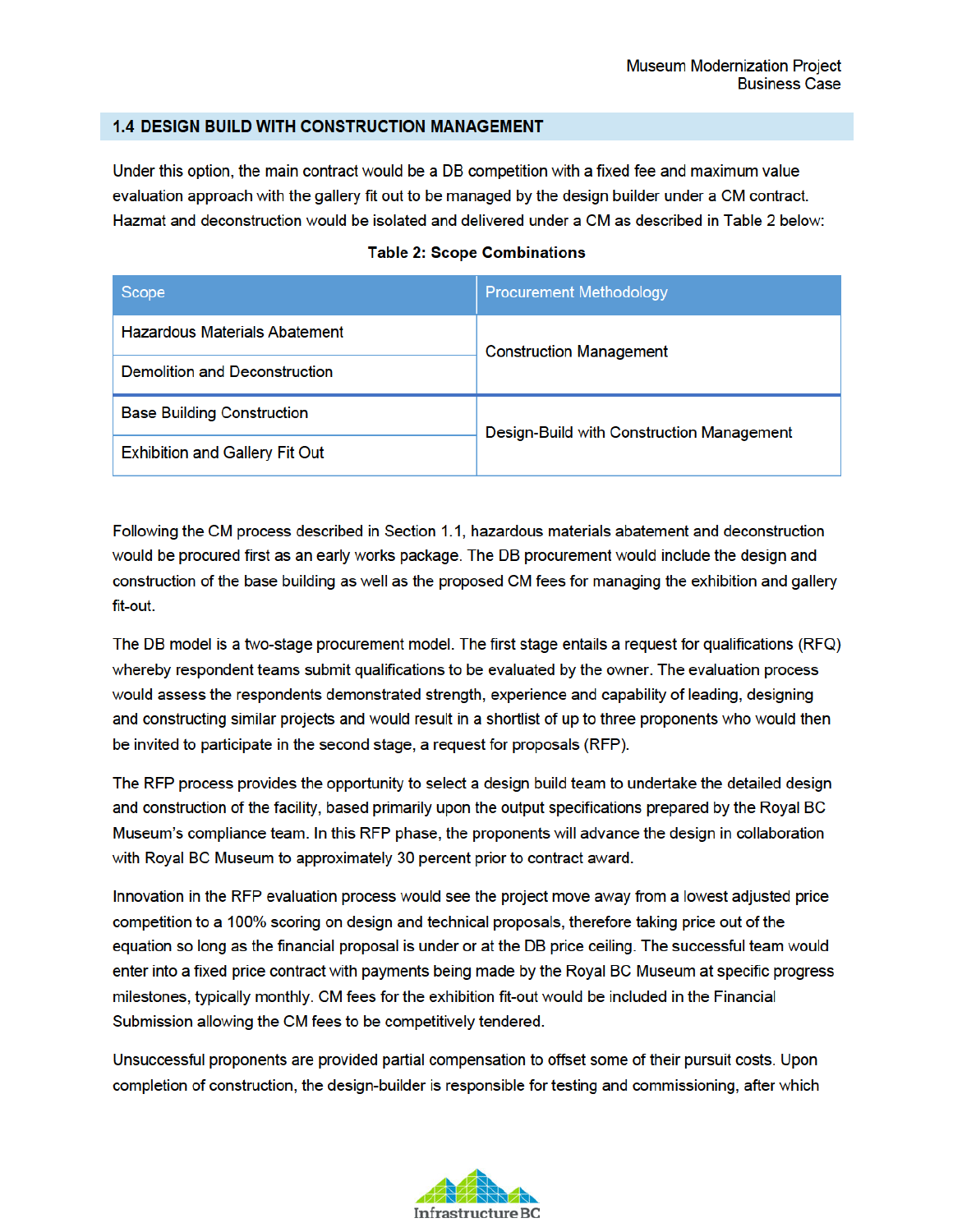## 1.4 DESIGN BUILD WITH CONSTRUCTION MANAGEMENT

Under this option, the main contract would be a DB competition with a fixed fee and maximum value evaluation approach with the gallery fit out to be managed by the design builder under a CM contract. Hazmat and deconstruction would be isolated and delivered under a CM as described in Table 2 below:

**Table 2: Scope Combinations**

| Scope | Procurement Methodology |
|---|---|
| Hazardous Materials Abatement | Construction Management |
| Demolition and Deconstruction | |
| Base Building Construction | Design-Build with Construction Management |
| Exhibition and Gallery Fit Out | |

Following the CM process described in Section 1.1, hazardous materials abatement and deconstruction would be procured first as an early works package. The DB procurement would include the design and construction of the base building as well as the proposed CM fees for managing the exhibition and gallery fit-out.

The DB model is a two-stage procurement model. The first stage entails a request for qualifications (RFQ) whereby respondent teams submit qualifications to be evaluated by the owner. The evaluation process would assess the respondents demonstrated strength, experience and capability of leading, designing and constructing similar projects and would result in a shortlist of up to three proponents who would then be invited to participate in the second stage, a request for proposals (RFP).

The RFP process provides the opportunity to select a design build team to undertake the detailed design and construction of the facility, based primarily upon the output specifications prepared by the Royal BC Museum's compliance team. In this RFP phase, the proponents will advance the design in collaboration with Royal BC Museum to approximately 30 percent prior to contract award.

Innovation in the RFP evaluation process would see the project move away from a lowest adjusted price competition to a 100% scoring on design and technical proposals, therefore taking price out of the equation so long as the financial proposal is under or at the DB price ceiling. The successful team would enter into a fixed price contract with payments being made by the Royal BC Museum at specific progress milestones, typically monthly. CM fees for the exhibition fit-out would be included in the Financial Submission allowing the CM fees to be competitively tendered.

Unsuccessful proponents are provided partial compensation to offset some of their pursuit costs. Upon completion of construction, the design-builder is responsible for testing and commissioning, after which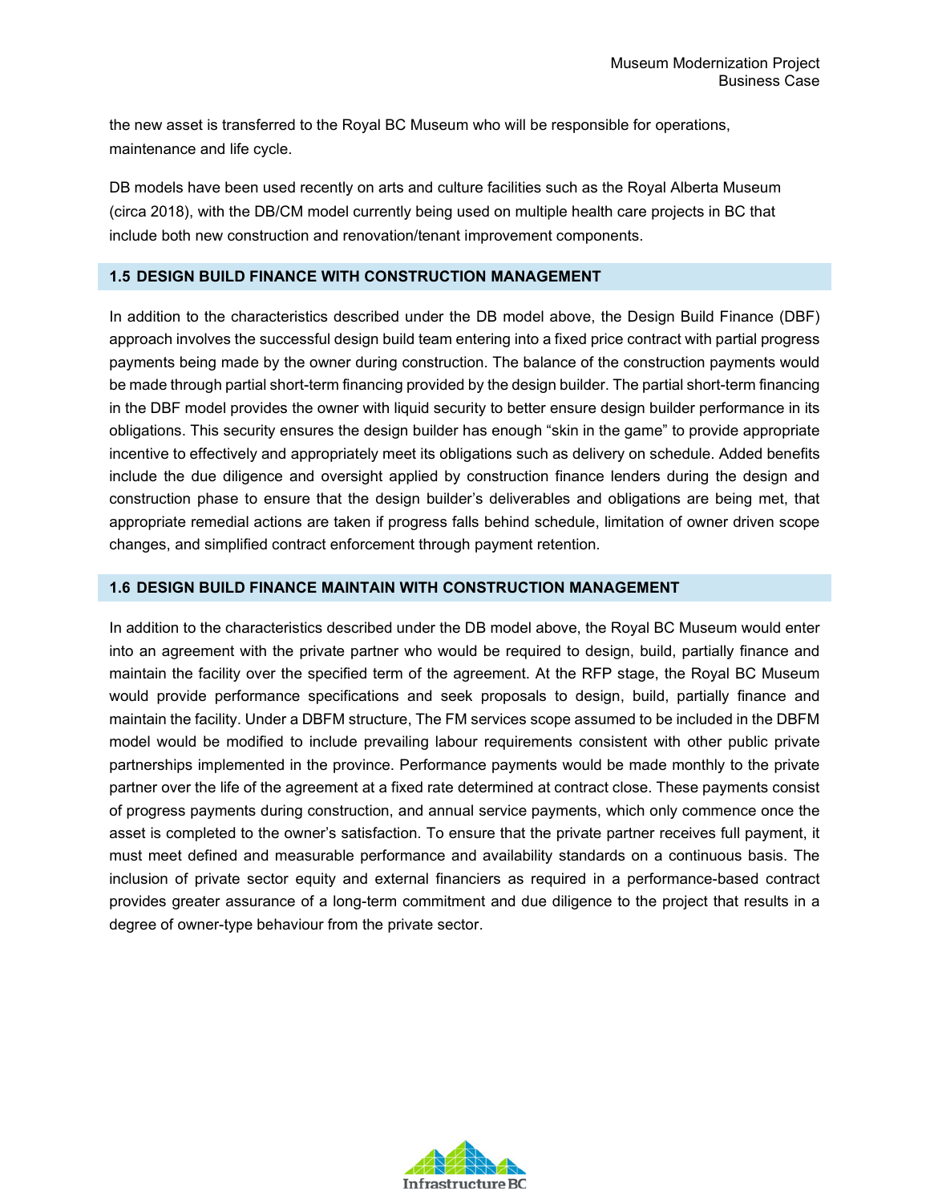the new asset is transferred to the Royal BC Museum who will be responsible for operations, maintenance and life cycle.

DB models have been used recently on arts and culture facilities such as the Royal Alberta Museum (circa 2018), with the DB/CM model currently being used on multiple health care projects in BC that include both new construction and renovation/tenant improvement components.

### 1.5 DESIGN BUILD FINANCE WITH CONSTRUCTION MANAGEMENT

In addition to the characteristics described under the DB model above, the Design Build Finance (DBF) approach involves the successful design build team entering into a fixed price contract with partial progress payments being made by the owner during construction. The balance of the construction payments would be made through partial short-term financing provided by the design builder. The partial short-term financing in the DBF model provides the owner with liquid security to better ensure design builder performance in its obligations. This security ensures the design builder has enough “skin in the game” to provide appropriate incentive to effectively and appropriately meet its obligations such as delivery on schedule. Added benefits include the due diligence and oversight applied by construction finance lenders during the design and construction phase to ensure that the design builder’s deliverables and obligations are being met, that appropriate remedial actions are taken if progress falls behind schedule, limitation of owner driven scope changes, and simplified contract enforcement through payment retention.

### 1.6 DESIGN BUILD FINANCE MAINTAIN WITH CONSTRUCTION MANAGEMENT

In addition to the characteristics described under the DB model above, the Royal BC Museum would enter into an agreement with the private partner who would be required to design, build, partially finance and maintain the facility over the specified term of the agreement. At the RFP stage, the Royal BC Museum would provide performance specifications and seek proposals to design, build, partially finance and maintain the facility. Under a DBFM structure, The FM services scope assumed to be included in the DBFM model would be modified to include prevailing labour requirements consistent with other public private partnerships implemented in the province. Performance payments would be made monthly to the private partner over the life of the agreement at a fixed rate determined at contract close. These payments consist of progress payments during construction, and annual service payments, which only commence once the asset is completed to the owner’s satisfaction. To ensure that the private partner receives full payment, it must meet defined and measurable performance and availability standards on a continuous basis. The inclusion of private sector equity and external financiers as required in a performance-based contract provides greater assurance of a long-term commitment and due diligence to the project that results in a degree of owner-type behaviour from the private sector.